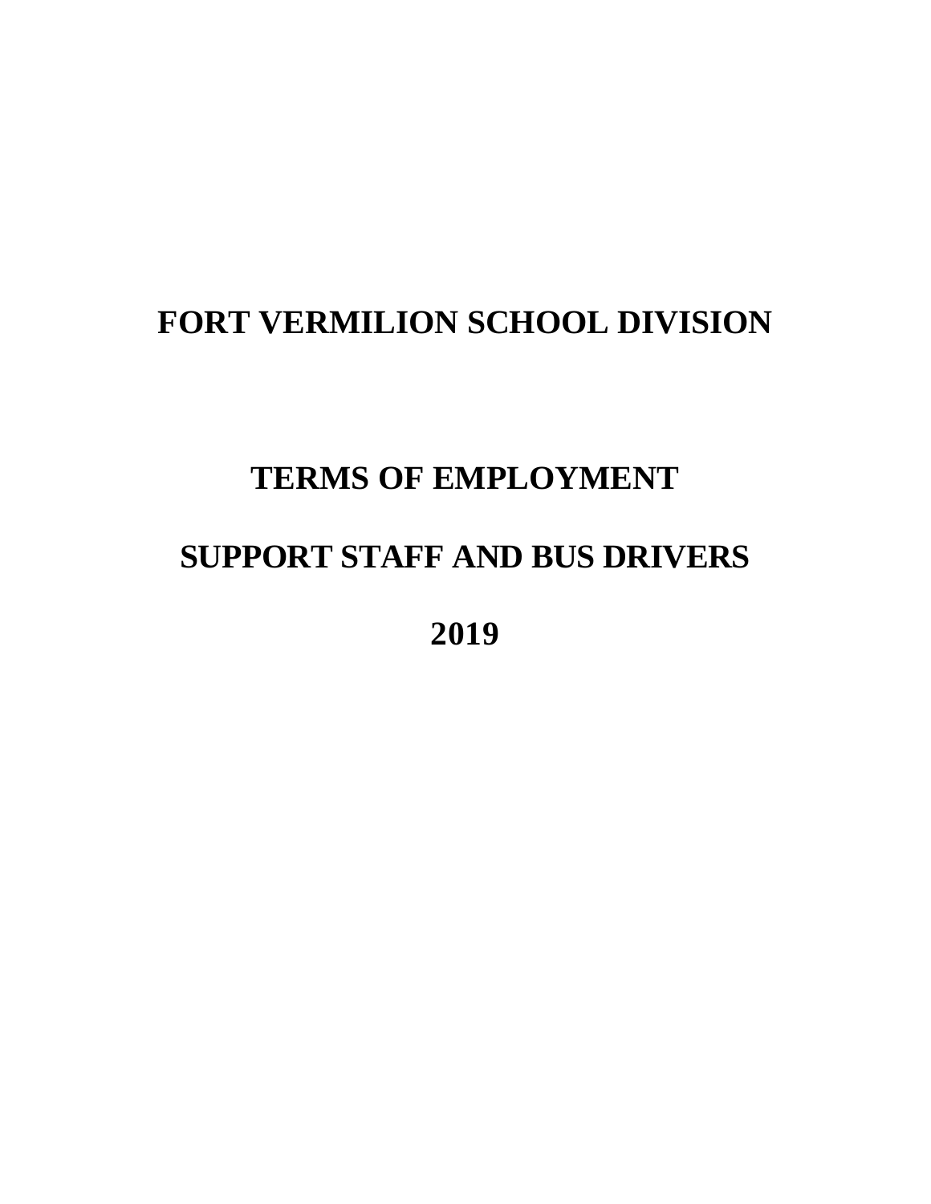# FORT VERMILION SCHOOL DIVISION

## TERMS OF EMPLOYMENT

## SUPPORT STAFF AND BUS DRIVERS

## 2019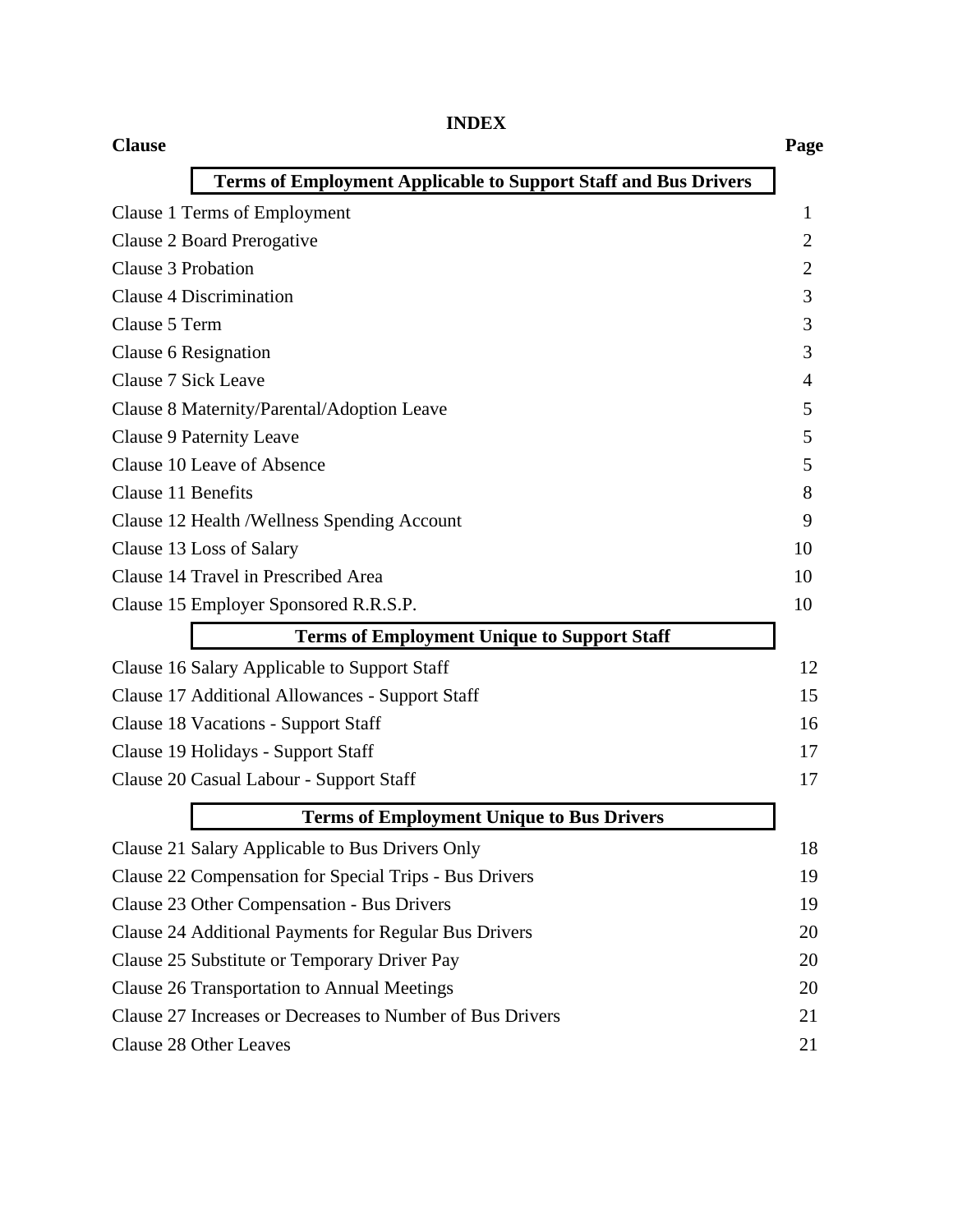# INDEX

| Clause | Page |
|---|---|
| **Terms of Employment Applicable to Support Staff and Bus Drivers** | |
| Clause 1 Terms of Employment | 1 |
| Clause 2 Board Prerogative | 2 |
| Clause 3 Probation | 2 |
| Clause 4 Discrimination | 3 |
| Clause 5 Term | 3 |
| Clause 6 Resignation | 3 |
| Clause 7 Sick Leave | 4 |
| Clause 8 Maternity/Parental/Adoption Leave | 5 |
| Clause 9 Paternity Leave | 5 |
| Clause 10 Leave of Absence | 5 |
| Clause 11 Benefits | 8 |
| Clause 12 Health /Wellness Spending Account | 9 |
| Clause 13 Loss of Salary | 10 |
| Clause 14 Travel in Prescribed Area | 10 |
| Clause 15 Employer Sponsored R.R.S.P. | 10 |
| **Terms of Employment Unique to Support Staff** | |
| Clause 16 Salary Applicable to Support Staff | 12 |
| Clause 17 Additional Allowances - Support Staff | 15 |
| Clause 18 Vacations - Support Staff | 16 |
| Clause 19 Holidays - Support Staff | 17 |
| Clause 20 Casual Labour - Support Staff | 17 |
| **Terms of Employment Unique to Bus Drivers** | |
| Clause 21 Salary Applicable to Bus Drivers Only | 18 |
| Clause 22 Compensation for Special Trips - Bus Drivers | 19 |
| Clause 23 Other Compensation - Bus Drivers | 19 |
| Clause 24 Additional Payments for Regular Bus Drivers | 20 |
| Clause 25 Substitute or Temporary Driver Pay | 20 |
| Clause 26 Transportation to Annual Meetings | 20 |
| Clause 27 Increases or Decreases to Number of Bus Drivers | 21 |
| Clause 28 Other Leaves | 21 |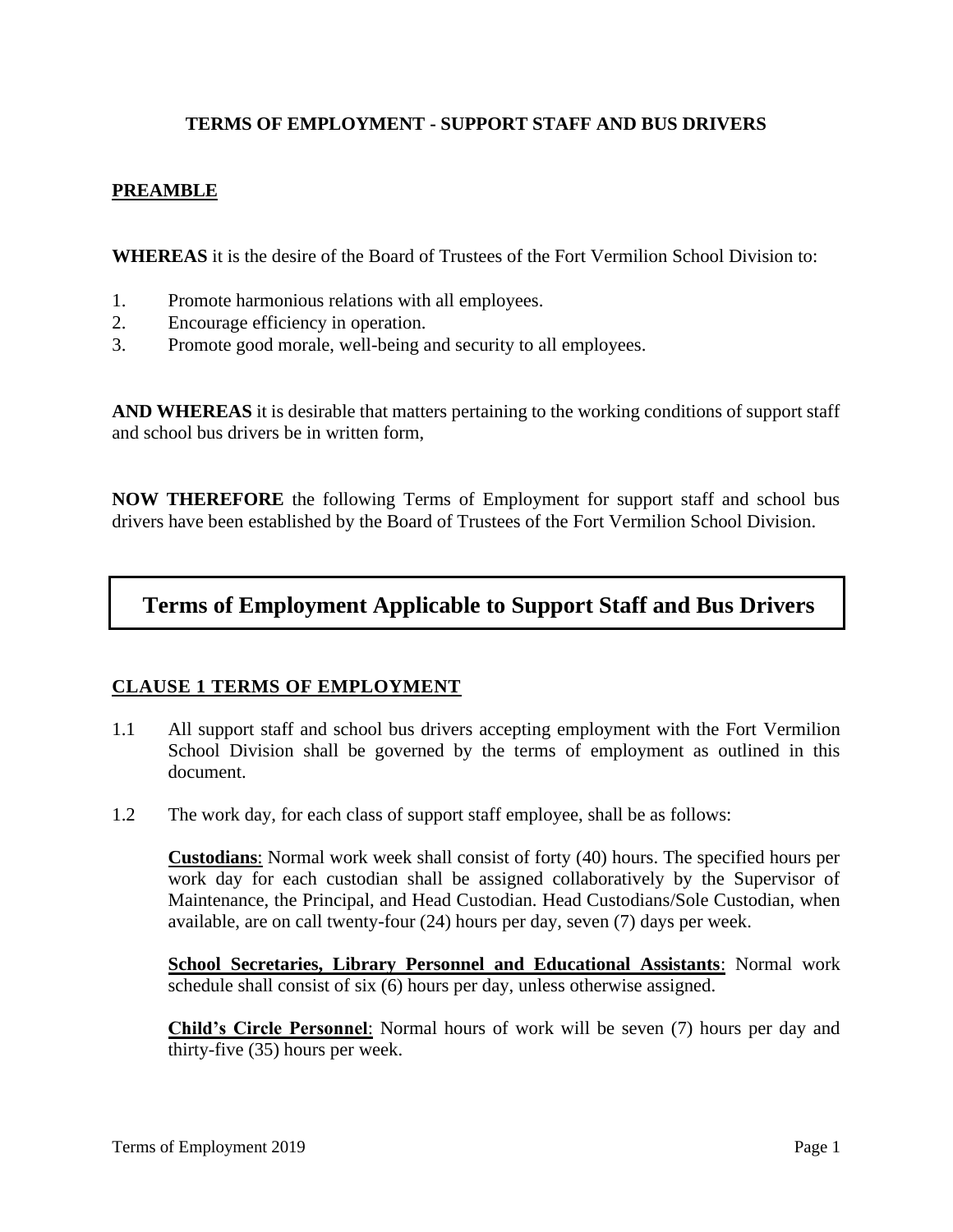**TERMS OF EMPLOYMENT - SUPPORT STAFF AND BUS DRIVERS**

## PREAMBLE

**WHEREAS** it is the desire of the Board of Trustees of the Fort Vermilion School Division to:

1. Promote harmonious relations with all employees.
2. Encourage efficiency in operation.
3. Promote good morale, well-being and security to all employees.

**AND WHEREAS** it is desirable that matters pertaining to the working conditions of support staff and school bus drivers be in written form,

**NOW THEREFORE** the following Terms of Employment for support staff and school bus drivers have been established by the Board of Trustees of the Fort Vermilion School Division.

# Terms of Employment Applicable to Support Staff and Bus Drivers

## CLAUSE 1 TERMS OF EMPLOYMENT

1.1 All support staff and school bus drivers accepting employment with the Fort Vermilion School Division shall be governed by the terms of employment as outlined in this document.

1.2 The work day, for each class of support staff employee, shall be as follows:

**Custodians**: Normal work week shall consist of forty (40) hours. The specified hours per work day for each custodian shall be assigned collaboratively by the Supervisor of Maintenance, the Principal, and Head Custodian. Head Custodians/Sole Custodian, when available, are on call twenty-four (24) hours per day, seven (7) days per week.

**School Secretaries, Library Personnel and Educational Assistants**: Normal work schedule shall consist of six (6) hours per day, unless otherwise assigned.

**Child's Circle Personnel**: Normal hours of work will be seven (7) hours per day and thirty-five (35) hours per week.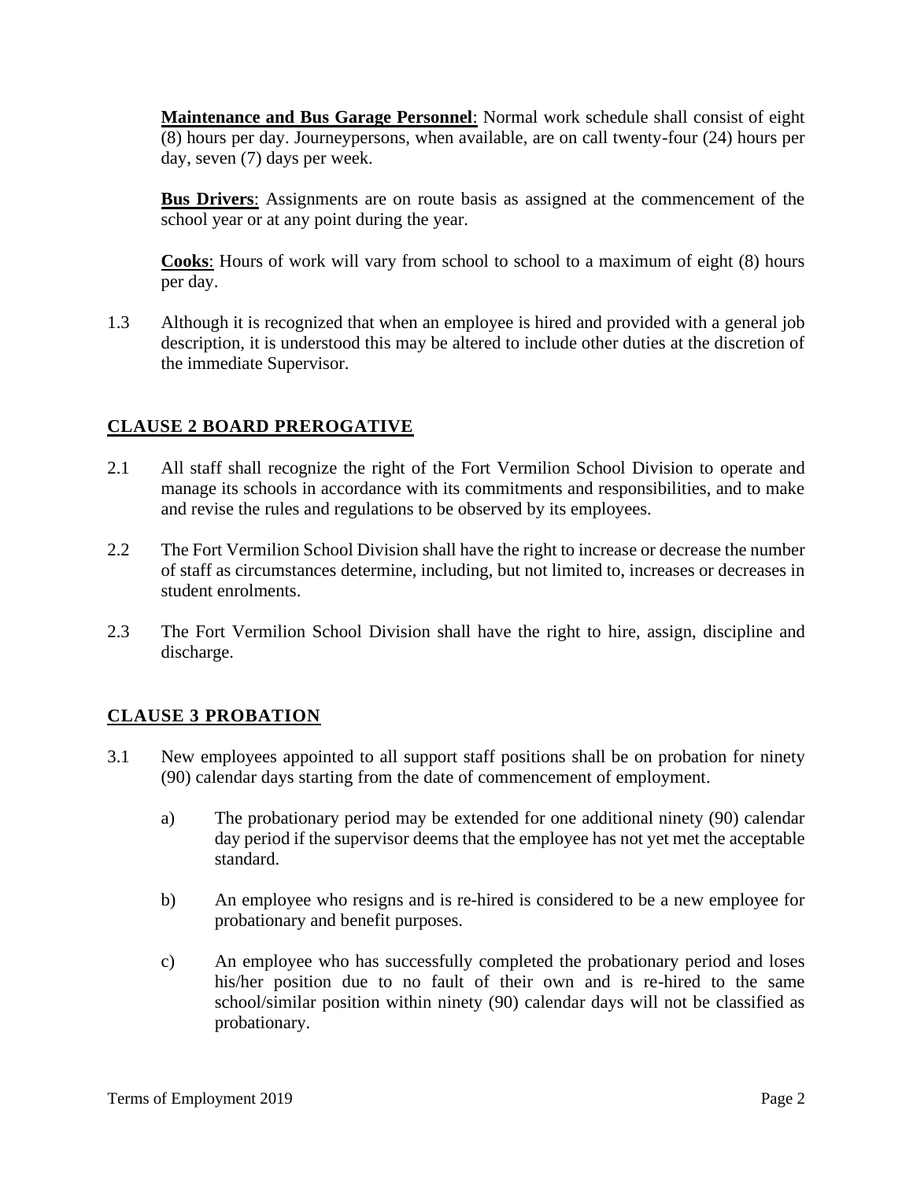**Maintenance and Bus Garage Personnel**: Normal work schedule shall consist of eight (8) hours per day. Journeypersons, when available, are on call twenty-four (24) hours per day, seven (7) days per week.

**Bus Drivers**: Assignments are on route basis as assigned at the commencement of the school year or at any point during the year.

**Cooks**: Hours of work will vary from school to school to a maximum of eight (8) hours per day.

1.3 Although it is recognized that when an employee is hired and provided with a general job description, it is understood this may be altered to include other duties at the discretion of the immediate Supervisor.

## CLAUSE 2 BOARD PREROGATIVE

2.1 All staff shall recognize the right of the Fort Vermilion School Division to operate and manage its schools in accordance with its commitments and responsibilities, and to make and revise the rules and regulations to be observed by its employees.

2.2 The Fort Vermilion School Division shall have the right to increase or decrease the number of staff as circumstances determine, including, but not limited to, increases or decreases in student enrolments.

2.3 The Fort Vermilion School Division shall have the right to hire, assign, discipline and discharge.

## CLAUSE 3 PROBATION

3.1 New employees appointed to all support staff positions shall be on probation for ninety (90) calendar days starting from the date of commencement of employment.

a) The probationary period may be extended for one additional ninety (90) calendar day period if the supervisor deems that the employee has not yet met the acceptable standard.

b) An employee who resigns and is re-hired is considered to be a new employee for probationary and benefit purposes.

c) An employee who has successfully completed the probationary period and loses his/her position due to no fault of their own and is re-hired to the same school/similar position within ninety (90) calendar days will not be classified as probationary.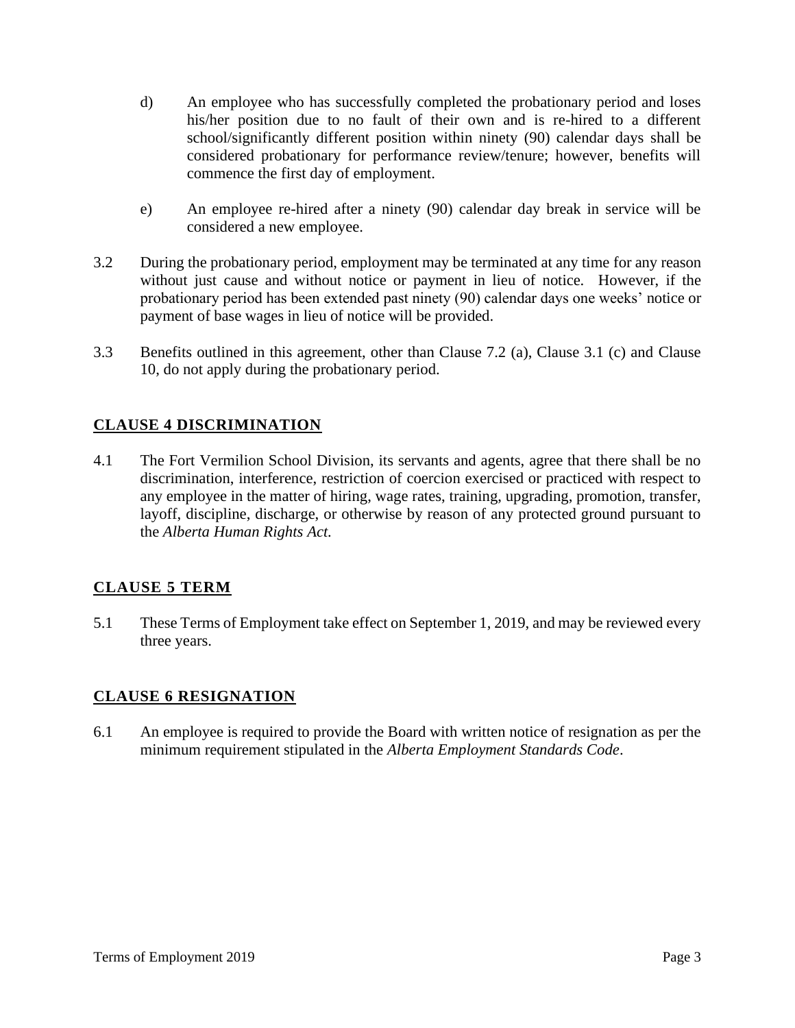d) An employee who has successfully completed the probationary period and loses his/her position due to no fault of their own and is re-hired to a different school/significantly different position within ninety (90) calendar days shall be considered probationary for performance review/tenure; however, benefits will commence the first day of employment.

e) An employee re-hired after a ninety (90) calendar day break in service will be considered a new employee.

3.2 During the probationary period, employment may be terminated at any time for any reason without just cause and without notice or payment in lieu of notice. However, if the probationary period has been extended past ninety (90) calendar days one weeks' notice or payment of base wages in lieu of notice will be provided.

3.3 Benefits outlined in this agreement, other than Clause 7.2 (a), Clause 3.1 (c) and Clause 10, do not apply during the probationary period.

## CLAUSE 4 DISCRIMINATION

4.1 The Fort Vermilion School Division, its servants and agents, agree that there shall be no discrimination, interference, restriction of coercion exercised or practiced with respect to any employee in the matter of hiring, wage rates, training, upgrading, promotion, transfer, layoff, discipline, discharge, or otherwise by reason of any protected ground pursuant to the *Alberta Human Rights Act.*

## CLAUSE 5 TERM

5.1 These Terms of Employment take effect on September 1, 2019, and may be reviewed every three years.

## CLAUSE 6 RESIGNATION

6.1 An employee is required to provide the Board with written notice of resignation as per the minimum requirement stipulated in the *Alberta Employment Standards Code*.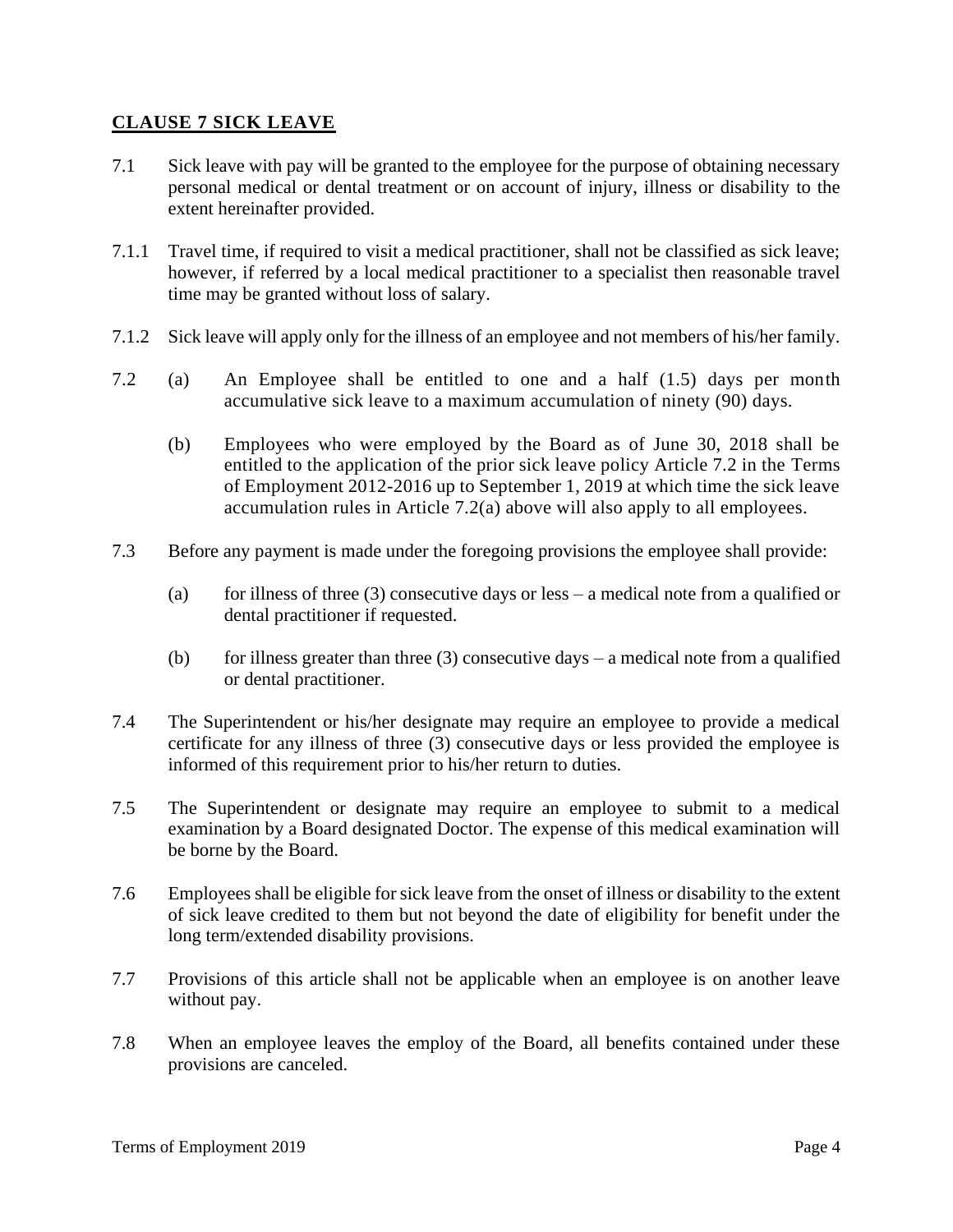## CLAUSE 7 SICK LEAVE

7.1 Sick leave with pay will be granted to the employee for the purpose of obtaining necessary personal medical or dental treatment or on account of injury, illness or disability to the extent hereinafter provided.

7.1.1 Travel time, if required to visit a medical practitioner, shall not be classified as sick leave; however, if referred by a local medical practitioner to a specialist then reasonable travel time may be granted without loss of salary.

7.1.2 Sick leave will apply only for the illness of an employee and not members of his/her family.

7.2 (a) An Employee shall be entitled to one and a half (1.5) days per month accumulative sick leave to a maximum accumulation of ninety (90) days.

(b) Employees who were employed by the Board as of June 30, 2018 shall be entitled to the application of the prior sick leave policy Article 7.2 in the Terms of Employment 2012-2016 up to September 1, 2019 at which time the sick leave accumulation rules in Article 7.2(a) above will also apply to all employees.

7.3 Before any payment is made under the foregoing provisions the employee shall provide:

(a) for illness of three (3) consecutive days or less – a medical note from a qualified or dental practitioner if requested.

(b) for illness greater than three (3) consecutive days – a medical note from a qualified or dental practitioner.

7.4 The Superintendent or his/her designate may require an employee to provide a medical certificate for any illness of three (3) consecutive days or less provided the employee is informed of this requirement prior to his/her return to duties.

7.5 The Superintendent or designate may require an employee to submit to a medical examination by a Board designated Doctor. The expense of this medical examination will be borne by the Board.

7.6 Employees shall be eligible for sick leave from the onset of illness or disability to the extent of sick leave credited to them but not beyond the date of eligibility for benefit under the long term/extended disability provisions.

7.7 Provisions of this article shall not be applicable when an employee is on another leave without pay.

7.8 When an employee leaves the employ of the Board, all benefits contained under these provisions are canceled.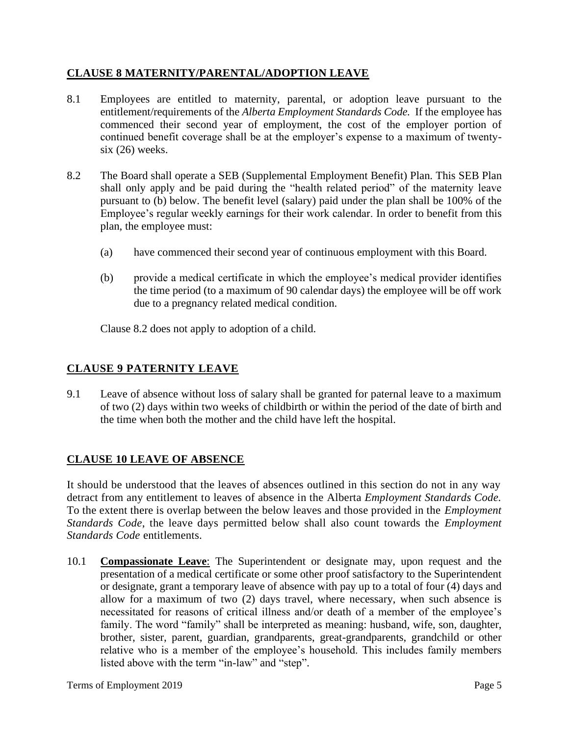## CLAUSE 8 MATERNITY/PARENTAL/ADOPTION LEAVE

8.1 Employees are entitled to maternity, parental, or adoption leave pursuant to the entitlement/requirements of the *Alberta Employment Standards Code.* If the employee has commenced their second year of employment, the cost of the employer portion of continued benefit coverage shall be at the employer's expense to a maximum of twenty-six (26) weeks.

8.2 The Board shall operate a SEB (Supplemental Employment Benefit) Plan. This SEB Plan shall only apply and be paid during the "health related period" of the maternity leave pursuant to (b) below. The benefit level (salary) paid under the plan shall be 100% of the Employee's regular weekly earnings for their work calendar. In order to benefit from this plan, the employee must:

(a) have commenced their second year of continuous employment with this Board.

(b) provide a medical certificate in which the employee's medical provider identifies the time period (to a maximum of 90 calendar days) the employee will be off work due to a pregnancy related medical condition.

Clause 8.2 does not apply to adoption of a child.

## CLAUSE 9 PATERNITY LEAVE

9.1 Leave of absence without loss of salary shall be granted for paternal leave to a maximum of two (2) days within two weeks of childbirth or within the period of the date of birth and the time when both the mother and the child have left the hospital.

## CLAUSE 10 LEAVE OF ABSENCE

It should be understood that the leaves of absences outlined in this section do not in any way detract from any entitlement to leaves of absence in the Alberta *Employment Standards Code.* To the extent there is overlap between the below leaves and those provided in the *Employment Standards Code*, the leave days permitted below shall also count towards the *Employment Standards Code* entitlements.

10.1 **Compassionate Leave**: The Superintendent or designate may, upon request and the presentation of a medical certificate or some other proof satisfactory to the Superintendent or designate, grant a temporary leave of absence with pay up to a total of four (4) days and allow for a maximum of two (2) days travel, where necessary, when such absence is necessitated for reasons of critical illness and/or death of a member of the employee's family. The word "family" shall be interpreted as meaning: husband, wife, son, daughter, brother, sister, parent, guardian, grandparents, great-grandparents, grandchild or other relative who is a member of the employee's household. This includes family members listed above with the term "in-law" and "step".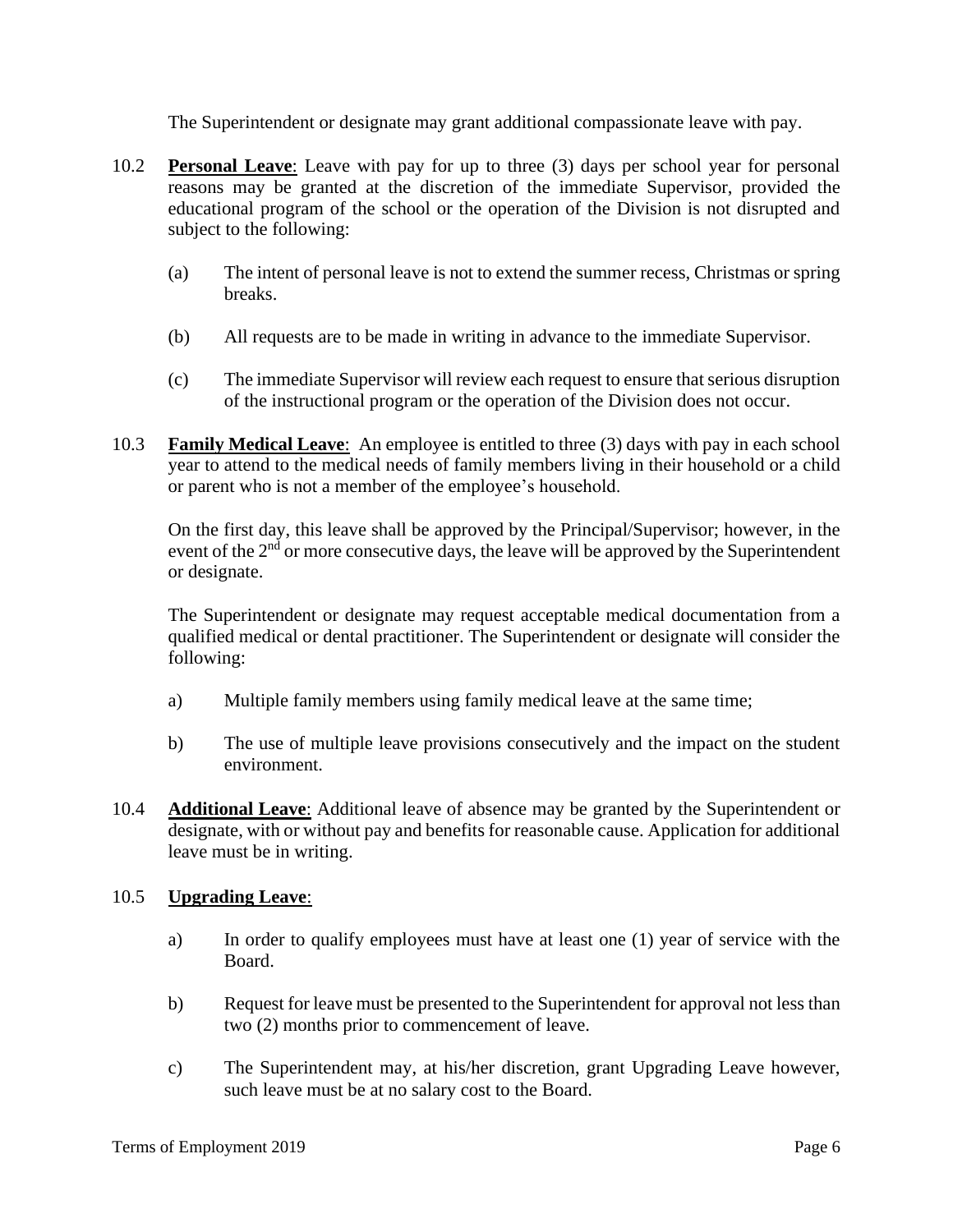The Superintendent or designate may grant additional compassionate leave with pay.

10.2 **Personal Leave**: Leave with pay for up to three (3) days per school year for personal reasons may be granted at the discretion of the immediate Supervisor, provided the educational program of the school or the operation of the Division is not disrupted and subject to the following:

(a) The intent of personal leave is not to extend the summer recess, Christmas or spring breaks.

(b) All requests are to be made in writing in advance to the immediate Supervisor.

(c) The immediate Supervisor will review each request to ensure that serious disruption of the instructional program or the operation of the Division does not occur.

10.3 **Family Medical Leave**: An employee is entitled to three (3) days with pay in each school year to attend to the medical needs of family members living in their household or a child or parent who is not a member of the employee's household.

On the first day, this leave shall be approved by the Principal/Supervisor; however, in the event of the 2nd or more consecutive days, the leave will be approved by the Superintendent or designate.

The Superintendent or designate may request acceptable medical documentation from a qualified medical or dental practitioner. The Superintendent or designate will consider the following:

a) Multiple family members using family medical leave at the same time;

b) The use of multiple leave provisions consecutively and the impact on the student environment.

10.4 **Additional Leave**: Additional leave of absence may be granted by the Superintendent or designate, with or without pay and benefits for reasonable cause. Application for additional leave must be in writing.

10.5 **Upgrading Leave**:

a) In order to qualify employees must have at least one (1) year of service with the Board.

b) Request for leave must be presented to the Superintendent for approval not less than two (2) months prior to commencement of leave.

c) The Superintendent may, at his/her discretion, grant Upgrading Leave however, such leave must be at no salary cost to the Board.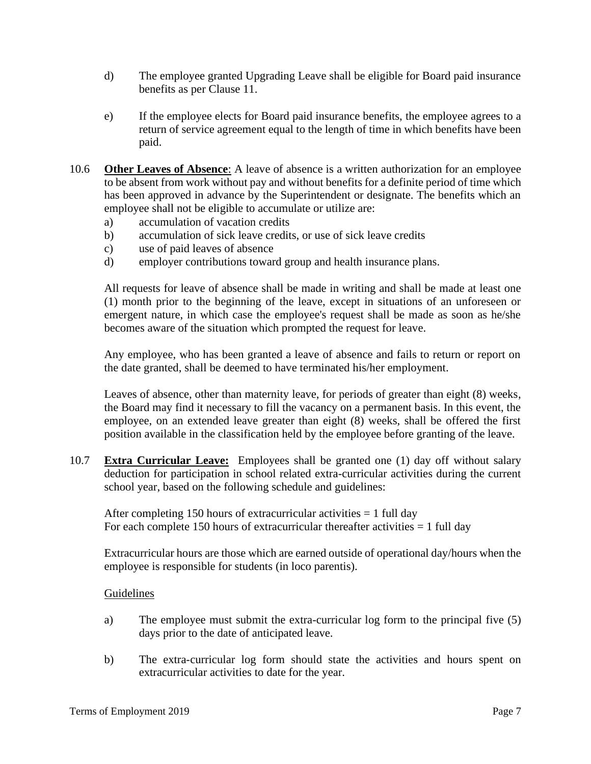d) The employee granted Upgrading Leave shall be eligible for Board paid insurance benefits as per Clause 11.

e) If the employee elects for Board paid insurance benefits, the employee agrees to a return of service agreement equal to the length of time in which benefits have been paid.

10.6 **Other Leaves of Absence**: A leave of absence is a written authorization for an employee to be absent from work without pay and without benefits for a definite period of time which has been approved in advance by the Superintendent or designate. The benefits which an employee shall not be eligible to accumulate or utilize are:

a) accumulation of vacation credits
b) accumulation of sick leave credits, or use of sick leave credits
c) use of paid leaves of absence
d) employer contributions toward group and health insurance plans.

All requests for leave of absence shall be made in writing and shall be made at least one (1) month prior to the beginning of the leave, except in situations of an unforeseen or emergent nature, in which case the employee's request shall be made as soon as he/she becomes aware of the situation which prompted the request for leave.

Any employee, who has been granted a leave of absence and fails to return or report on the date granted, shall be deemed to have terminated his/her employment.

Leaves of absence, other than maternity leave, for periods of greater than eight (8) weeks, the Board may find it necessary to fill the vacancy on a permanent basis. In this event, the employee, on an extended leave greater than eight (8) weeks, shall be offered the first position available in the classification held by the employee before granting of the leave.

10.7 **Extra Curricular Leave:** Employees shall be granted one (1) day off without salary deduction for participation in school related extra-curricular activities during the current school year, based on the following schedule and guidelines:

After completing 150 hours of extracurricular activities = 1 full day
For each complete 150 hours of extracurricular thereafter activities = 1 full day

Extracurricular hours are those which are earned outside of operational day/hours when the employee is responsible for students (in loco parentis).

Guidelines

a) The employee must submit the extra-curricular log form to the principal five (5) days prior to the date of anticipated leave.

b) The extra-curricular log form should state the activities and hours spent on extracurricular activities to date for the year.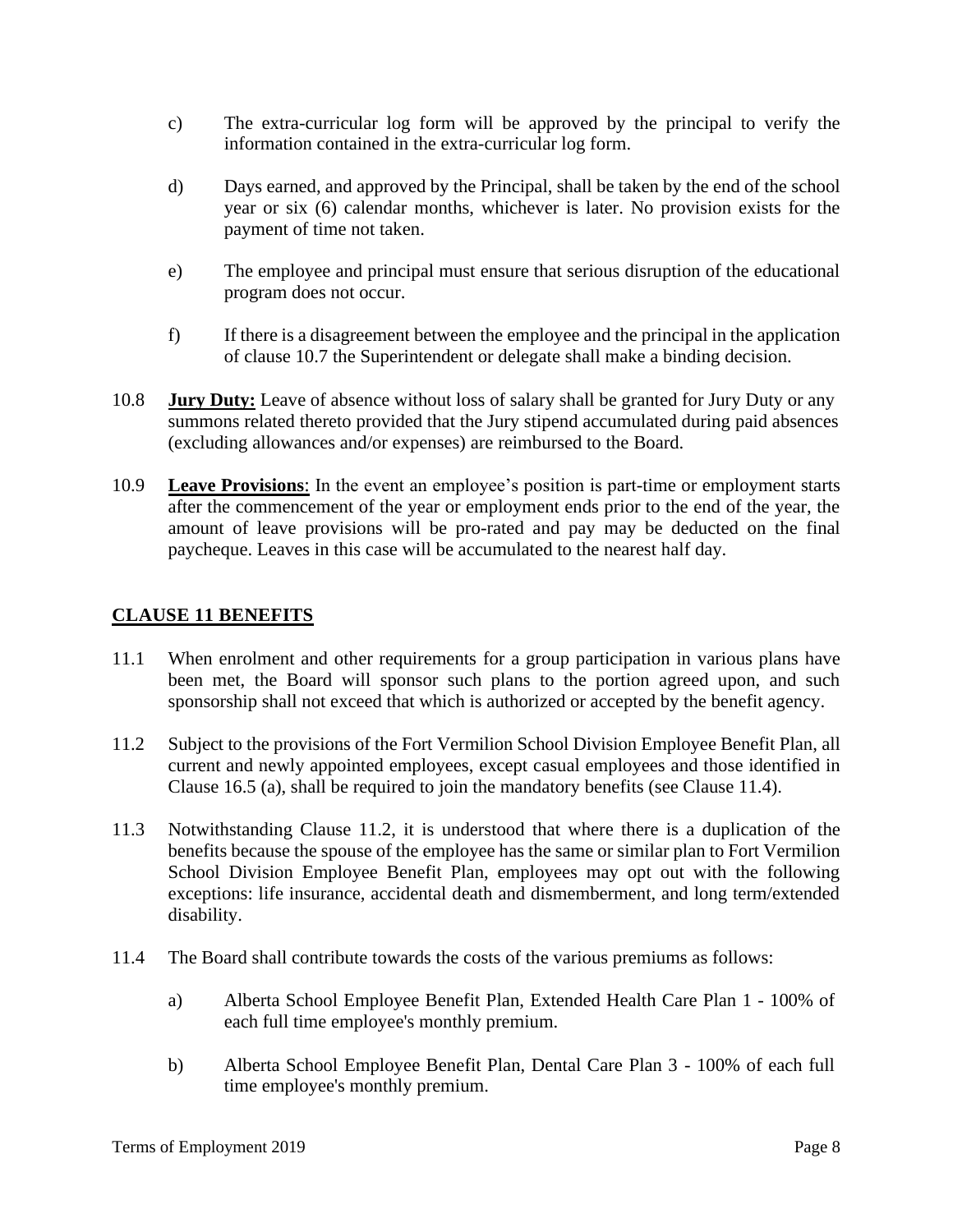c) The extra-curricular log form will be approved by the principal to verify the information contained in the extra-curricular log form.

d) Days earned, and approved by the Principal, shall be taken by the end of the school year or six (6) calendar months, whichever is later. No provision exists for the payment of time not taken.

e) The employee and principal must ensure that serious disruption of the educational program does not occur.

f) If there is a disagreement between the employee and the principal in the application of clause 10.7 the Superintendent or delegate shall make a binding decision.

10.8 **Jury Duty:** Leave of absence without loss of salary shall be granted for Jury Duty or any summons related thereto provided that the Jury stipend accumulated during paid absences (excluding allowances and/or expenses) are reimbursed to the Board.

10.9 **Leave Provisions**: In the event an employee's position is part-time or employment starts after the commencement of the year or employment ends prior to the end of the year, the amount of leave provisions will be pro-rated and pay may be deducted on the final paycheque. Leaves in this case will be accumulated to the nearest half day.

## CLAUSE 11 BENEFITS

11.1 When enrolment and other requirements for a group participation in various plans have been met, the Board will sponsor such plans to the portion agreed upon, and such sponsorship shall not exceed that which is authorized or accepted by the benefit agency.

11.2 Subject to the provisions of the Fort Vermilion School Division Employee Benefit Plan, all current and newly appointed employees, except casual employees and those identified in Clause 16.5 (a), shall be required to join the mandatory benefits (see Clause 11.4).

11.3 Notwithstanding Clause 11.2, it is understood that where there is a duplication of the benefits because the spouse of the employee has the same or similar plan to Fort Vermilion School Division Employee Benefit Plan, employees may opt out with the following exceptions: life insurance, accidental death and dismemberment, and long term/extended disability.

11.4 The Board shall contribute towards the costs of the various premiums as follows:

a) Alberta School Employee Benefit Plan, Extended Health Care Plan 1 - 100% of each full time employee's monthly premium.

b) Alberta School Employee Benefit Plan, Dental Care Plan 3 - 100% of each full time employee's monthly premium.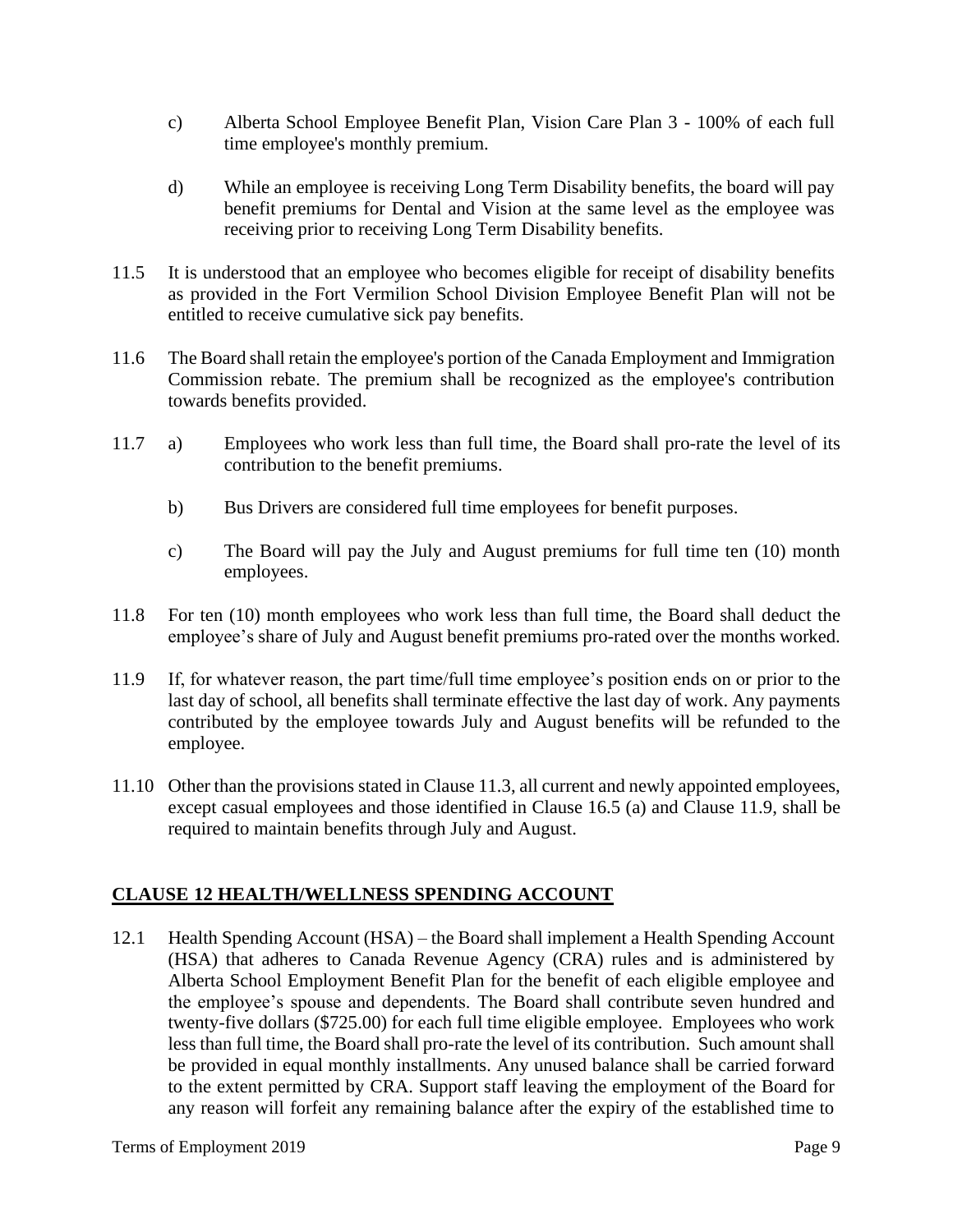c) Alberta School Employee Benefit Plan, Vision Care Plan 3 - 100% of each full time employee's monthly premium.

d) While an employee is receiving Long Term Disability benefits, the board will pay benefit premiums for Dental and Vision at the same level as the employee was receiving prior to receiving Long Term Disability benefits.

11.5 It is understood that an employee who becomes eligible for receipt of disability benefits as provided in the Fort Vermilion School Division Employee Benefit Plan will not be entitled to receive cumulative sick pay benefits.

11.6 The Board shall retain the employee's portion of the Canada Employment and Immigration Commission rebate. The premium shall be recognized as the employee's contribution towards benefits provided.

11.7 a) Employees who work less than full time, the Board shall pro-rate the level of its contribution to the benefit premiums.

b) Bus Drivers are considered full time employees for benefit purposes.

c) The Board will pay the July and August premiums for full time ten (10) month employees.

11.8 For ten (10) month employees who work less than full time, the Board shall deduct the employee's share of July and August benefit premiums pro-rated over the months worked.

11.9 If, for whatever reason, the part time/full time employee's position ends on or prior to the last day of school, all benefits shall terminate effective the last day of work. Any payments contributed by the employee towards July and August benefits will be refunded to the employee.

11.10 Other than the provisions stated in Clause 11.3, all current and newly appointed employees, except casual employees and those identified in Clause 16.5 (a) and Clause 11.9, shall be required to maintain benefits through July and August.

## CLAUSE 12 HEALTH/WELLNESS SPENDING ACCOUNT

12.1 Health Spending Account (HSA) – the Board shall implement a Health Spending Account (HSA) that adheres to Canada Revenue Agency (CRA) rules and is administered by Alberta School Employment Benefit Plan for the benefit of each eligible employee and the employee's spouse and dependents. The Board shall contribute seven hundred and twenty-five dollars ($725.00) for each full time eligible employee. Employees who work less than full time, the Board shall pro-rate the level of its contribution. Such amount shall be provided in equal monthly installments. Any unused balance shall be carried forward to the extent permitted by CRA. Support staff leaving the employment of the Board for any reason will forfeit any remaining balance after the expiry of the established time to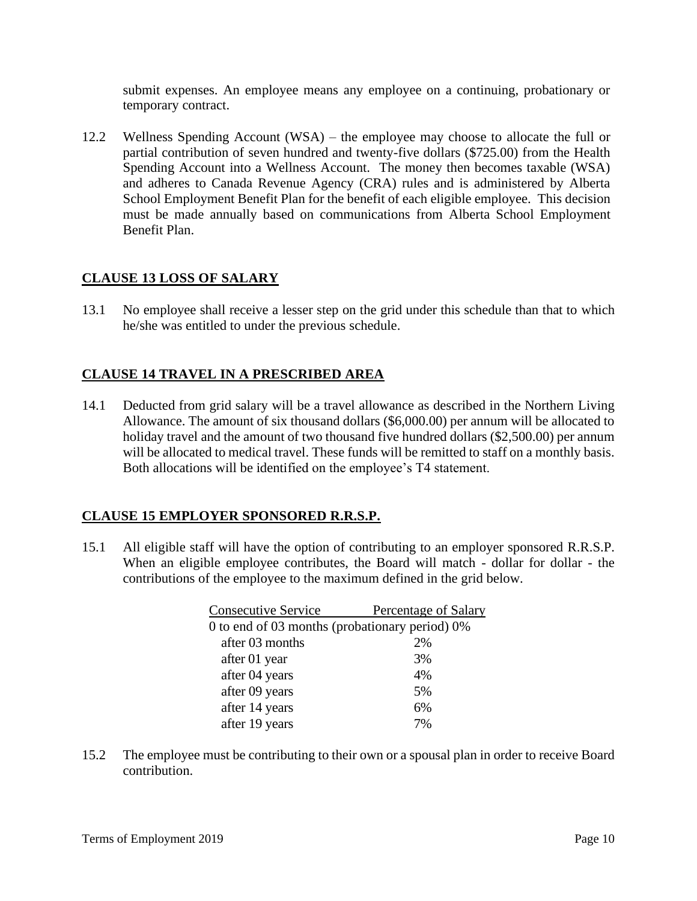submit expenses. An employee means any employee on a continuing, probationary or temporary contract.

12.2 Wellness Spending Account (WSA) – the employee may choose to allocate the full or partial contribution of seven hundred and twenty-five dollars ($725.00) from the Health Spending Account into a Wellness Account. The money then becomes taxable (WSA) and adheres to Canada Revenue Agency (CRA) rules and is administered by Alberta School Employment Benefit Plan for the benefit of each eligible employee. This decision must be made annually based on communications from Alberta School Employment Benefit Plan.

## CLAUSE 13 LOSS OF SALARY

13.1 No employee shall receive a lesser step on the grid under this schedule than that to which he/she was entitled to under the previous schedule.

## CLAUSE 14 TRAVEL IN A PRESCRIBED AREA

14.1 Deducted from grid salary will be a travel allowance as described in the Northern Living Allowance. The amount of six thousand dollars ($6,000.00) per annum will be allocated to holiday travel and the amount of two thousand five hundred dollars ($2,500.00) per annum will be allocated to medical travel. These funds will be remitted to staff on a monthly basis. Both allocations will be identified on the employee's T4 statement.

## CLAUSE 15 EMPLOYER SPONSORED R.R.S.P.

15.1 All eligible staff will have the option of contributing to an employer sponsored R.R.S.P. When an eligible employee contributes, the Board will match - dollar for dollar - the contributions of the employee to the maximum defined in the grid below.

| Consecutive Service | Percentage of Salary |
|---|---|
| 0 to end of 03 months (probationary period) | 0% |
| after 03 months | 2% |
| after 01 year | 3% |
| after 04 years | 4% |
| after 09 years | 5% |
| after 14 years | 6% |
| after 19 years | 7% |

15.2 The employee must be contributing to their own or a spousal plan in order to receive Board contribution.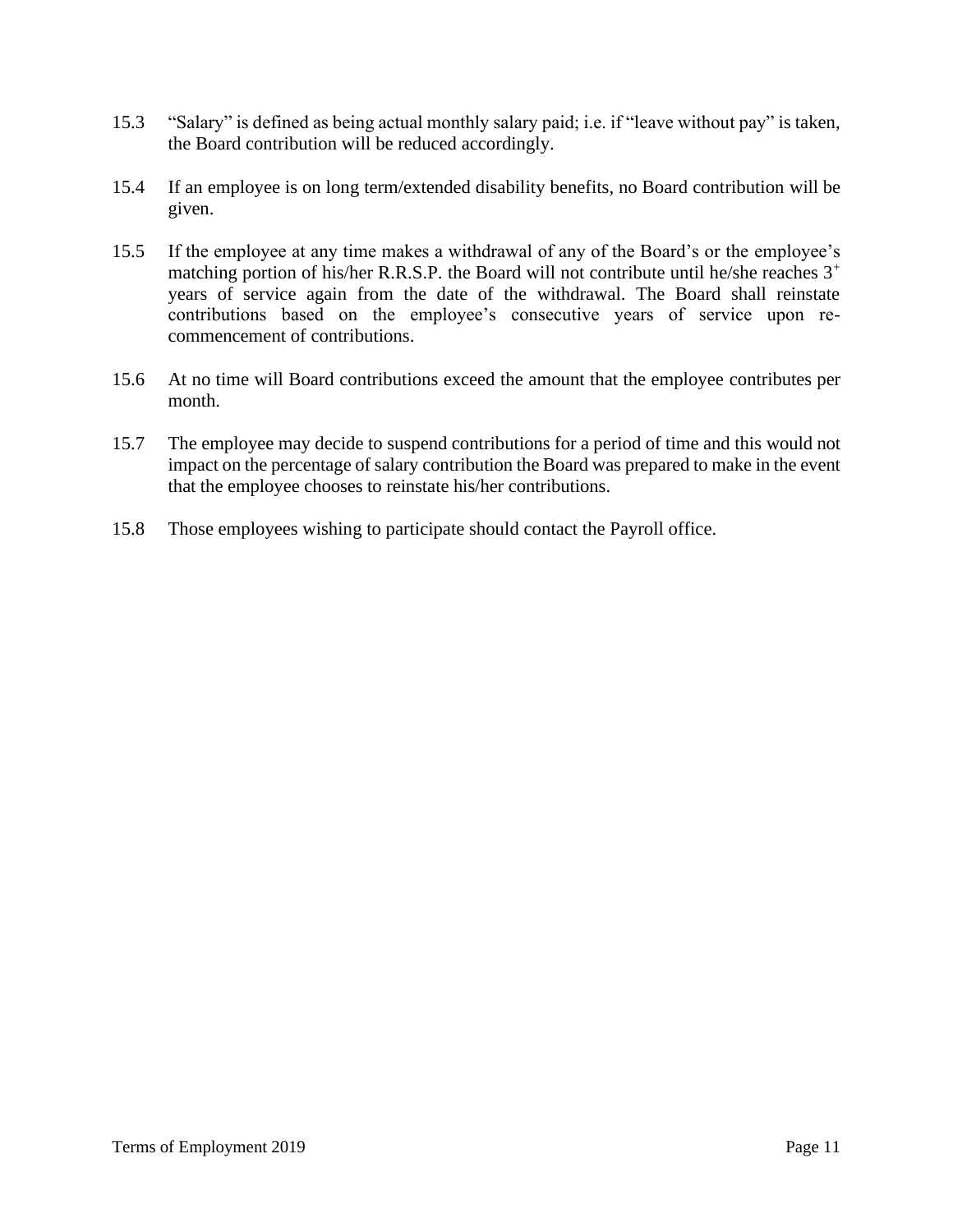15.3 "Salary" is defined as being actual monthly salary paid; i.e. if "leave without pay" is taken, the Board contribution will be reduced accordingly.

15.4 If an employee is on long term/extended disability benefits, no Board contribution will be given.

15.5 If the employee at any time makes a withdrawal of any of the Board's or the employee's matching portion of his/her R.R.S.P. the Board will not contribute until he/she reaches $3^{+}$ years of service again from the date of the withdrawal. The Board shall reinstate contributions based on the employee's consecutive years of service upon re-commencement of contributions.

15.6 At no time will Board contributions exceed the amount that the employee contributes per month.

15.7 The employee may decide to suspend contributions for a period of time and this would not impact on the percentage of salary contribution the Board was prepared to make in the event that the employee chooses to reinstate his/her contributions.

15.8 Those employees wishing to participate should contact the Payroll office.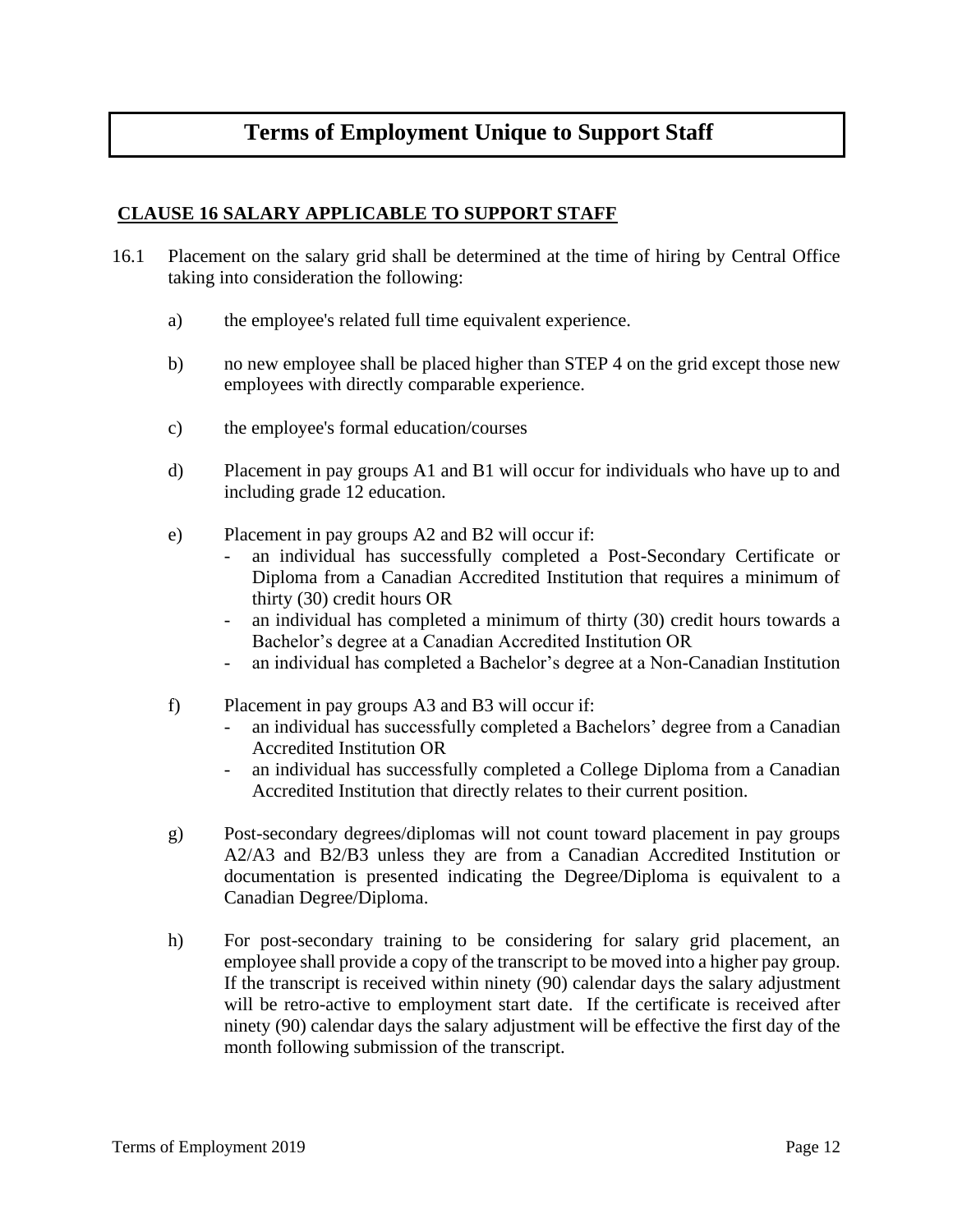# Terms of Employment Unique to Support Staff

## CLAUSE 16 SALARY APPLICABLE TO SUPPORT STAFF

16.1 Placement on the salary grid shall be determined at the time of hiring by Central Office taking into consideration the following:

a) the employee's related full time equivalent experience.

b) no new employee shall be placed higher than STEP 4 on the grid except those new employees with directly comparable experience.

c) the employee's formal education/courses

d) Placement in pay groups A1 and B1 will occur for individuals who have up to and including grade 12 education.

e) Placement in pay groups A2 and B2 will occur if:
   - an individual has successfully completed a Post-Secondary Certificate or Diploma from a Canadian Accredited Institution that requires a minimum of thirty (30) credit hours OR
   - an individual has completed a minimum of thirty (30) credit hours towards a Bachelor's degree at a Canadian Accredited Institution OR
   - an individual has completed a Bachelor's degree at a Non-Canadian Institution

f) Placement in pay groups A3 and B3 will occur if:
   - an individual has successfully completed a Bachelors' degree from a Canadian Accredited Institution OR
   - an individual has successfully completed a College Diploma from a Canadian Accredited Institution that directly relates to their current position.

g) Post-secondary degrees/diplomas will not count toward placement in pay groups A2/A3 and B2/B3 unless they are from a Canadian Accredited Institution or documentation is presented indicating the Degree/Diploma is equivalent to a Canadian Degree/Diploma.

h) For post-secondary training to be considering for salary grid placement, an employee shall provide a copy of the transcript to be moved into a higher pay group. If the transcript is received within ninety (90) calendar days the salary adjustment will be retro-active to employment start date. If the certificate is received after ninety (90) calendar days the salary adjustment will be effective the first day of the month following submission of the transcript.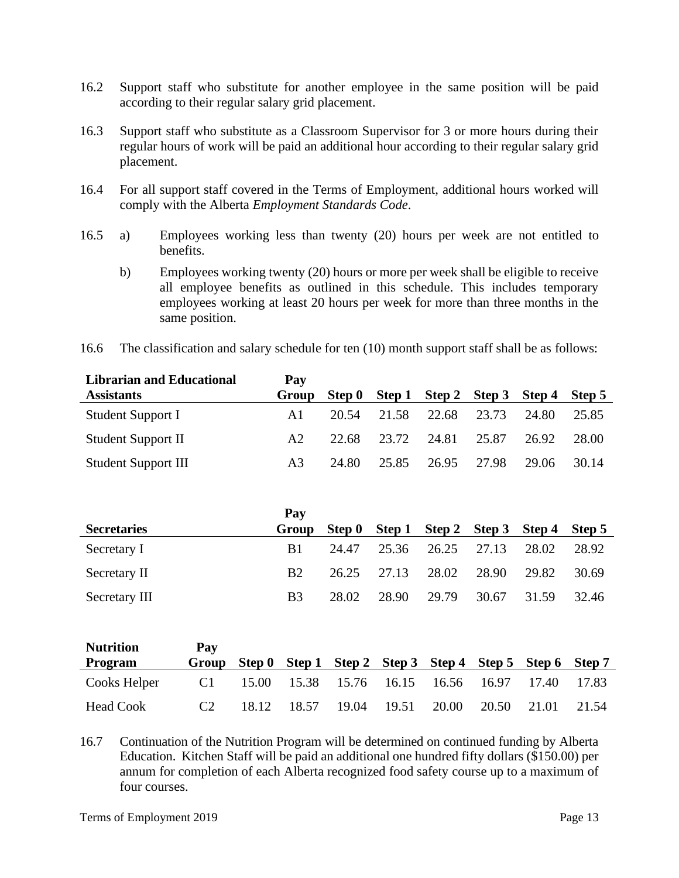16.2 Support staff who substitute for another employee in the same position will be paid according to their regular salary grid placement.

16.3 Support staff who substitute as a Classroom Supervisor for 3 or more hours during their regular hours of work will be paid an additional hour according to their regular salary grid placement.

16.4 For all support staff covered in the Terms of Employment, additional hours worked will comply with the Alberta *Employment Standards Code*.

16.5 a) Employees working less than twenty (20) hours per week are not entitled to benefits.

b) Employees working twenty (20) hours or more per week shall be eligible to receive all employee benefits as outlined in this schedule. This includes temporary employees working at least 20 hours per week for more than three months in the same position.

16.6 The classification and salary schedule for ten (10) month support staff shall be as follows:

| **Librarian and Educational Assistants** | **Pay Group** | **Step 0** | **Step 1** | **Step 2** | **Step 3** | **Step 4** | **Step 5** |
|---|---|---|---|---|---|---|---|
| Student Support I | A1 | 20.54 | 21.58 | 22.68 | 23.73 | 24.80 | 25.85 |
| Student Support II | A2 | 22.68 | 23.72 | 24.81 | 25.87 | 26.92 | 28.00 |
| Student Support III | A3 | 24.80 | 25.85 | 26.95 | 27.98 | 29.06 | 30.14 |

| **Secretaries** | **Pay Group** | **Step 0** | **Step 1** | **Step 2** | **Step 3** | **Step 4** | **Step 5** |
|---|---|---|---|---|---|---|---|
| Secretary I | B1 | 24.47 | 25.36 | 26.25 | 27.13 | 28.02 | 28.92 |
| Secretary II | B2 | 26.25 | 27.13 | 28.02 | 28.90 | 29.82 | 30.69 |
| Secretary III | B3 | 28.02 | 28.90 | 29.79 | 30.67 | 31.59 | 32.46 |

| **Nutrition Program** | **Pay Group** | **Step 0** | **Step 1** | **Step 2** | **Step 3** | **Step 4** | **Step 5** | **Step 6** | **Step 7** |
|---|---|---|---|---|---|---|---|---|---|
| Cooks Helper | C1 | 15.00 | 15.38 | 15.76 | 16.15 | 16.56 | 16.97 | 17.40 | 17.83 |
| Head Cook | C2 | 18.12 | 18.57 | 19.04 | 19.51 | 20.00 | 20.50 | 21.01 | 21.54 |

16.7 Continuation of the Nutrition Program will be determined on continued funding by Alberta Education. Kitchen Staff will be paid an additional one hundred fifty dollars ($150.00) per annum for completion of each Alberta recognized food safety course up to a maximum of four courses.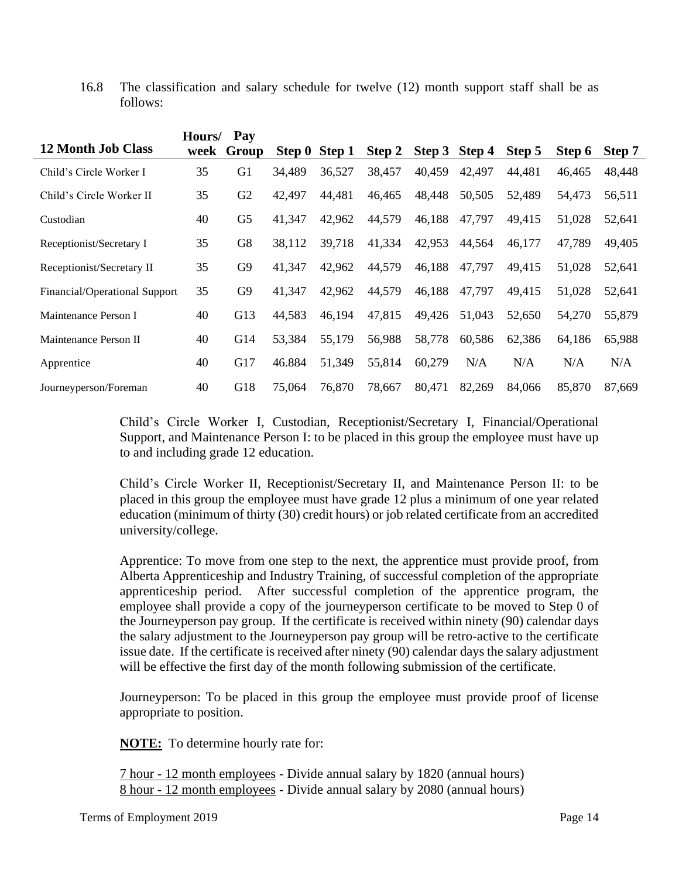16.8 The classification and salary schedule for twelve (12) month support staff shall be as follows:

| 12 Month Job Class | Hours/ week | Pay Group | Step 0 | Step 1 | Step 2 | Step 3 | Step 4 | Step 5 | Step 6 | Step 7 |
|---|---|---|---|---|---|---|---|---|---|---|
| Child's Circle Worker I | 35 | G1 | 34,489 | 36,527 | 38,457 | 40,459 | 42,497 | 44,481 | 46,465 | 48,448 |
| Child's Circle Worker II | 35 | G2 | 42,497 | 44,481 | 46,465 | 48,448 | 50,505 | 52,489 | 54,473 | 56,511 |
| Custodian | 40 | G5 | 41,347 | 42,962 | 44,579 | 46,188 | 47,797 | 49,415 | 51,028 | 52,641 |
| Receptionist/Secretary I | 35 | G8 | 38,112 | 39,718 | 41,334 | 42,953 | 44,564 | 46,177 | 47,789 | 49,405 |
| Receptionist/Secretary II | 35 | G9 | 41,347 | 42,962 | 44,579 | 46,188 | 47,797 | 49,415 | 51,028 | 52,641 |
| Financial/Operational Support | 35 | G9 | 41,347 | 42,962 | 44,579 | 46,188 | 47,797 | 49,415 | 51,028 | 52,641 |
| Maintenance Person I | 40 | G13 | 44,583 | 46,194 | 47,815 | 49,426 | 51,043 | 52,650 | 54,270 | 55,879 |
| Maintenance Person II | 40 | G14 | 53,384 | 55,179 | 56,988 | 58,778 | 60,586 | 62,386 | 64,186 | 65,988 |
| Apprentice | 40 | G17 | 46.884 | 51,349 | 55,814 | 60,279 | N/A | N/A | N/A | N/A |
| Journeyperson/Foreman | 40 | G18 | 75,064 | 76,870 | 78,667 | 80,471 | 82,269 | 84,066 | 85,870 | 87,669 |

Child's Circle Worker I, Custodian, Receptionist/Secretary I, Financial/Operational Support, and Maintenance Person I: to be placed in this group the employee must have up to and including grade 12 education.

Child's Circle Worker II, Receptionist/Secretary II, and Maintenance Person II: to be placed in this group the employee must have grade 12 plus a minimum of one year related education (minimum of thirty (30) credit hours) or job related certificate from an accredited university/college.

Apprentice: To move from one step to the next, the apprentice must provide proof, from Alberta Apprenticeship and Industry Training, of successful completion of the appropriate apprenticeship period. After successful completion of the apprentice program, the employee shall provide a copy of the journeyperson certificate to be moved to Step 0 of the Journeyperson pay group. If the certificate is received within ninety (90) calendar days the salary adjustment to the Journeyperson pay group will be retro-active to the certificate issue date. If the certificate is received after ninety (90) calendar days the salary adjustment will be effective the first day of the month following submission of the certificate.

Journeyperson: To be placed in this group the employee must provide proof of license appropriate to position.

**NOTE:** To determine hourly rate for:

7 hour - 12 month employees - Divide annual salary by 1820 (annual hours)
8 hour - 12 month employees - Divide annual salary by 2080 (annual hours)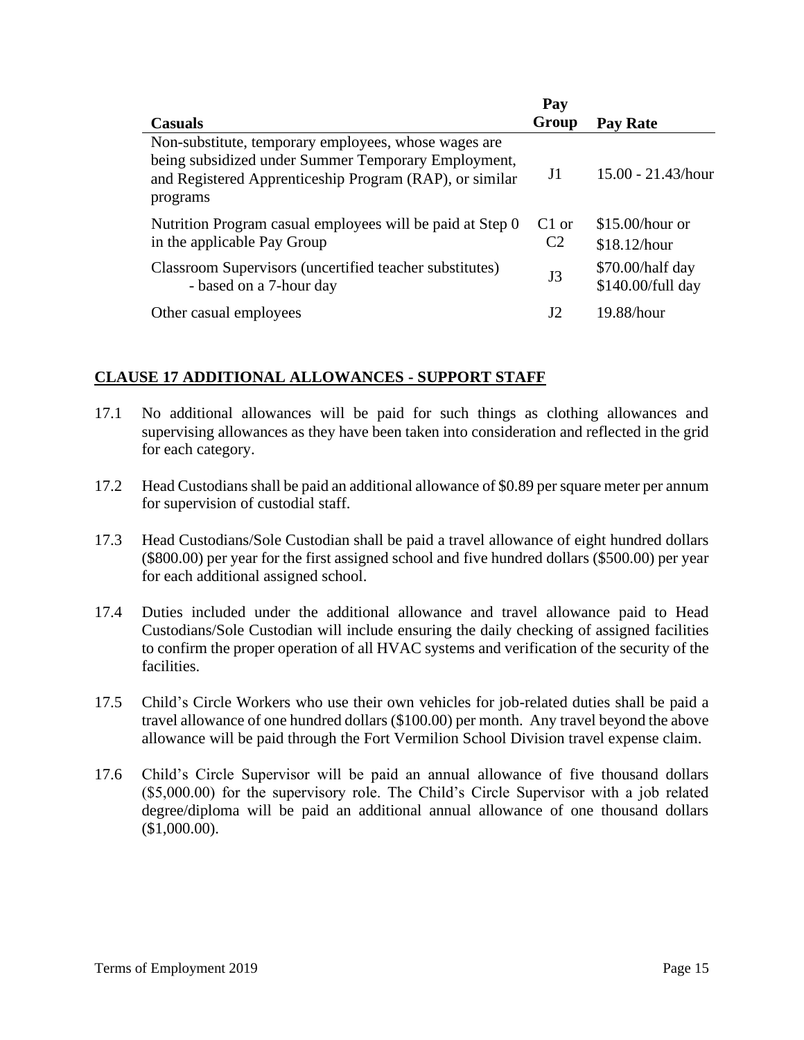| Casuals | Pay Group | Pay Rate |
|---|---|---|
| Non-substitute, temporary employees, whose wages are being subsidized under Summer Temporary Employment, and Registered Apprenticeship Program (RAP), or similar programs | J1 | 15.00 - 21.43/hour |
| Nutrition Program casual employees will be paid at Step 0 in the applicable Pay Group | C1 or C2 | $15.00/hour or $18.12/hour |
| Classroom Supervisors (uncertified teacher substitutes) - based on a 7-hour day | J3 | $70.00/half day $140.00/full day |
| Other casual employees | J2 | 19.88/hour |

## CLAUSE 17 ADDITIONAL ALLOWANCES - SUPPORT STAFF

17.1 No additional allowances will be paid for such things as clothing allowances and supervising allowances as they have been taken into consideration and reflected in the grid for each category.

17.2 Head Custodians shall be paid an additional allowance of $0.89 per square meter per annum for supervision of custodial staff.

17.3 Head Custodians/Sole Custodian shall be paid a travel allowance of eight hundred dollars ($800.00) per year for the first assigned school and five hundred dollars ($500.00) per year for each additional assigned school.

17.4 Duties included under the additional allowance and travel allowance paid to Head Custodians/Sole Custodian will include ensuring the daily checking of assigned facilities to confirm the proper operation of all HVAC systems and verification of the security of the facilities.

17.5 Child's Circle Workers who use their own vehicles for job-related duties shall be paid a travel allowance of one hundred dollars ($100.00) per month. Any travel beyond the above allowance will be paid through the Fort Vermilion School Division travel expense claim.

17.6 Child's Circle Supervisor will be paid an annual allowance of five thousand dollars ($5,000.00) for the supervisory role. The Child's Circle Supervisor with a job related degree/diploma will be paid an additional annual allowance of one thousand dollars ($1,000.00).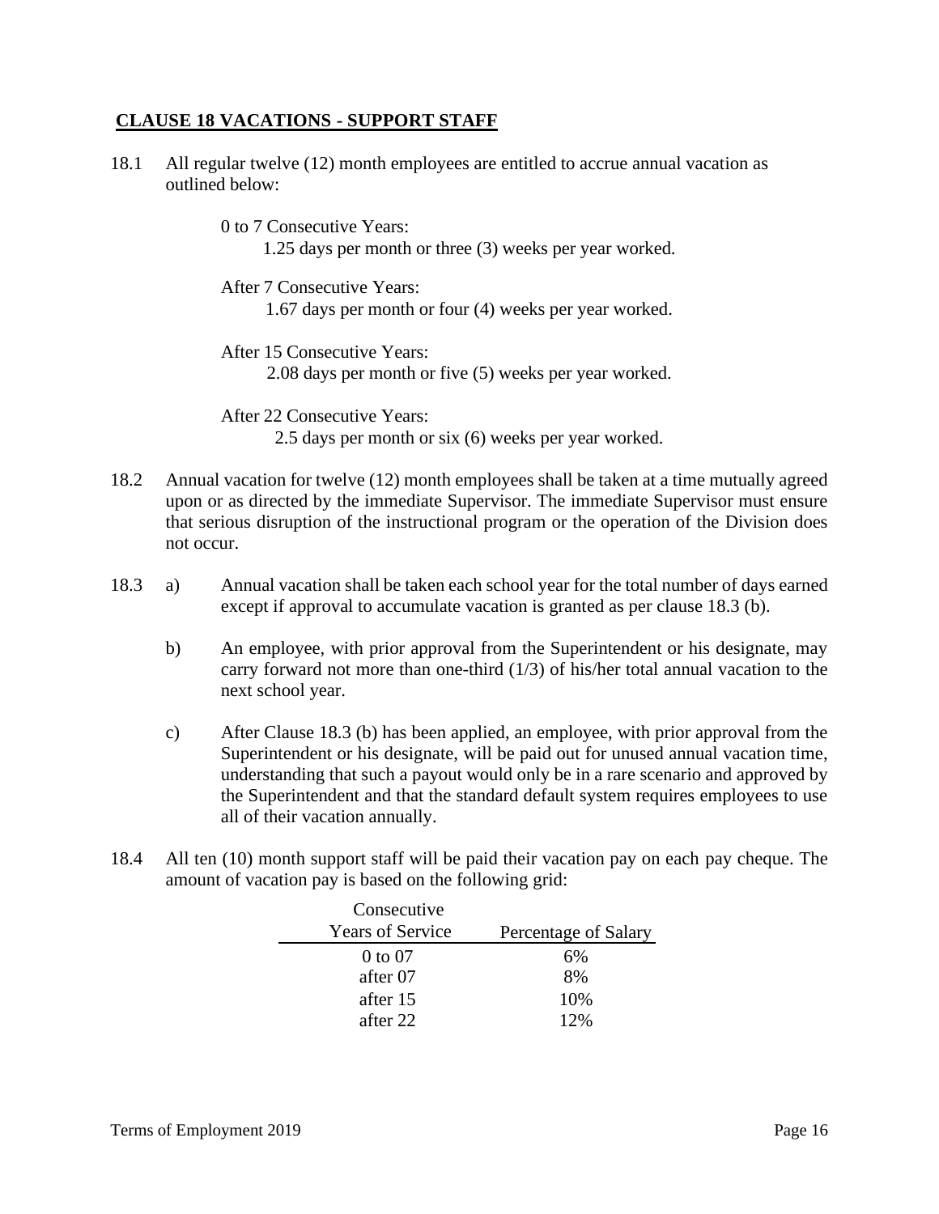## CLAUSE 18 VACATIONS - SUPPORT STAFF

18.1 All regular twelve (12) month employees are entitled to accrue annual vacation as outlined below:

0 to 7 Consecutive Years:
1.25 days per month or three (3) weeks per year worked.

After 7 Consecutive Years:
1.67 days per month or four (4) weeks per year worked.

After 15 Consecutive Years:
2.08 days per month or five (5) weeks per year worked.

After 22 Consecutive Years:
2.5 days per month or six (6) weeks per year worked.

18.2 Annual vacation for twelve (12) month employees shall be taken at a time mutually agreed upon or as directed by the immediate Supervisor. The immediate Supervisor must ensure that serious disruption of the instructional program or the operation of the Division does not occur.

18.3 a) Annual vacation shall be taken each school year for the total number of days earned except if approval to accumulate vacation is granted as per clause 18.3 (b).

b) An employee, with prior approval from the Superintendent or his designate, may carry forward not more than one-third (1/3) of his/her total annual vacation to the next school year.

c) After Clause 18.3 (b) has been applied, an employee, with prior approval from the Superintendent or his designate, will be paid out for unused annual vacation time, understanding that such a payout would only be in a rare scenario and approved by the Superintendent and that the standard default system requires employees to use all of their vacation annually.

18.4 All ten (10) month support staff will be paid their vacation pay on each pay cheque. The amount of vacation pay is based on the following grid:

| Consecutive Years of Service | Percentage of Salary |
|---|---|
| 0 to 07 | 6% |
| after 07 | 8% |
| after 15 | 10% |
| after 22 | 12% |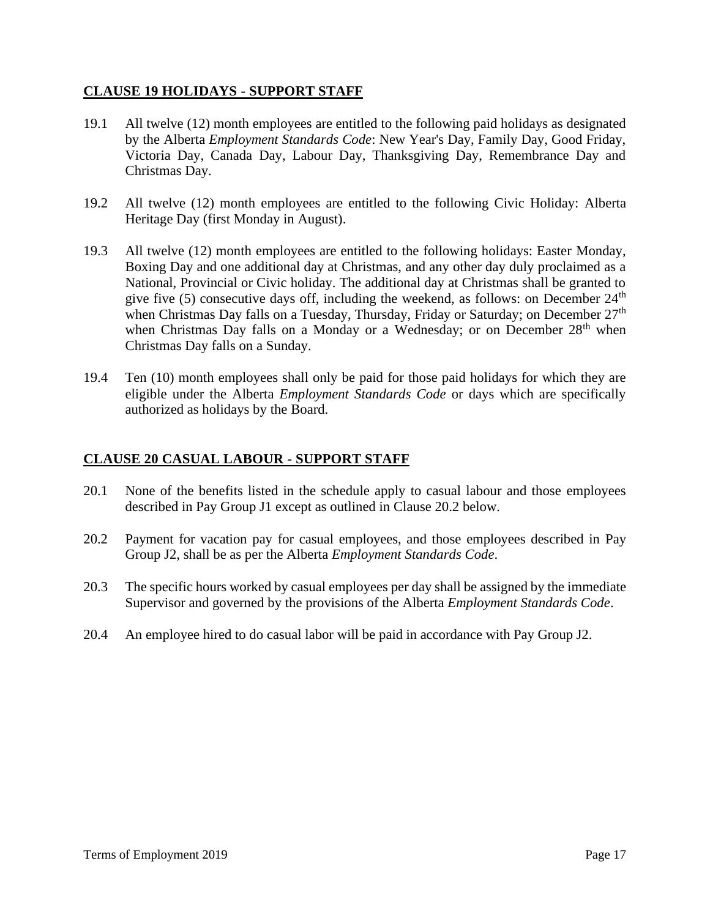## CLAUSE 19 HOLIDAYS - SUPPORT STAFF

19.1 All twelve (12) month employees are entitled to the following paid holidays as designated by the Alberta *Employment Standards Code*: New Year's Day, Family Day, Good Friday, Victoria Day, Canada Day, Labour Day, Thanksgiving Day, Remembrance Day and Christmas Day.

19.2 All twelve (12) month employees are entitled to the following Civic Holiday: Alberta Heritage Day (first Monday in August).

19.3 All twelve (12) month employees are entitled to the following holidays: Easter Monday, Boxing Day and one additional day at Christmas, and any other day duly proclaimed as a National, Provincial or Civic holiday. The additional day at Christmas shall be granted to give five (5) consecutive days off, including the weekend, as follows: on December 24th when Christmas Day falls on a Tuesday, Thursday, Friday or Saturday; on December 27th when Christmas Day falls on a Monday or a Wednesday; or on December 28th when Christmas Day falls on a Sunday.

19.4 Ten (10) month employees shall only be paid for those paid holidays for which they are eligible under the Alberta *Employment Standards Code* or days which are specifically authorized as holidays by the Board.

## CLAUSE 20 CASUAL LABOUR - SUPPORT STAFF

20.1 None of the benefits listed in the schedule apply to casual labour and those employees described in Pay Group J1 except as outlined in Clause 20.2 below.

20.2 Payment for vacation pay for casual employees, and those employees described in Pay Group J2, shall be as per the Alberta *Employment Standards Code*.

20.3 The specific hours worked by casual employees per day shall be assigned by the immediate Supervisor and governed by the provisions of the Alberta *Employment Standards Code*.

20.4 An employee hired to do casual labor will be paid in accordance with Pay Group J2.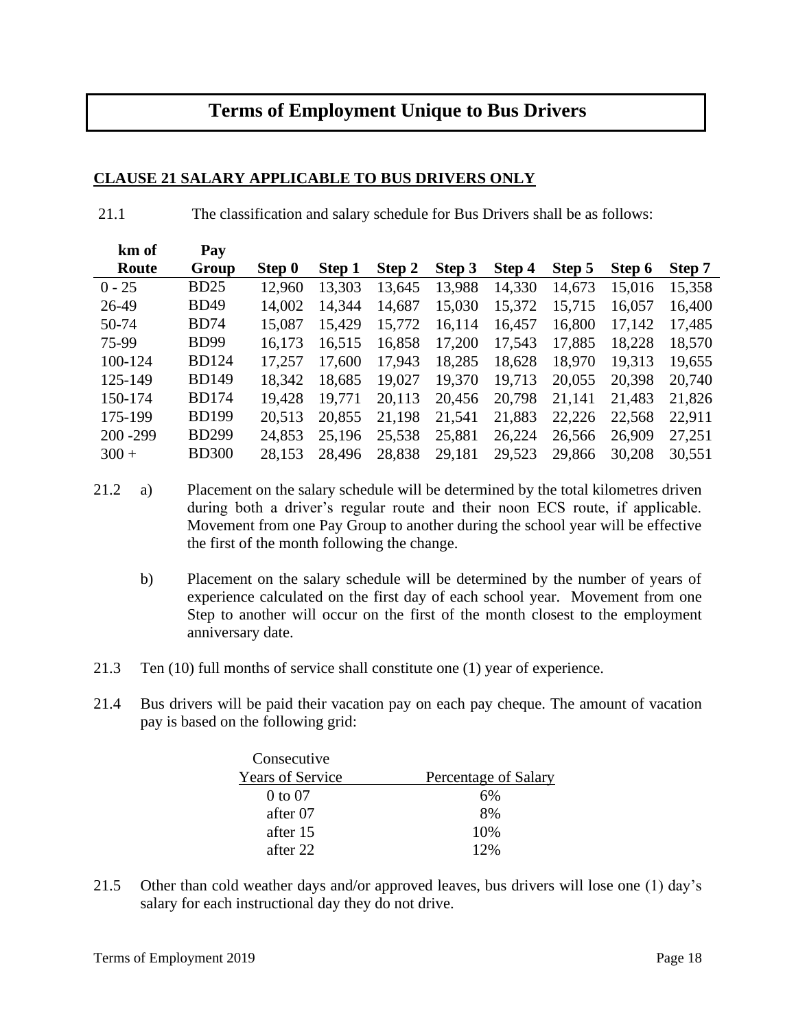# Terms of Employment Unique to Bus Drivers

## CLAUSE 21 SALARY APPLICABLE TO BUS DRIVERS ONLY

21.1 The classification and salary schedule for Bus Drivers shall be as follows:

| km of Route | Pay Group | Step 0 | Step 1 | Step 2 | Step 3 | Step 4 | Step 5 | Step 6 | Step 7 |
|---|---|---|---|---|---|---|---|---|---|
| 0 - 25 | BD25 | 12,960 | 13,303 | 13,645 | 13,988 | 14,330 | 14,673 | 15,016 | 15,358 |
| 26-49 | BD49 | 14,002 | 14,344 | 14,687 | 15,030 | 15,372 | 15,715 | 16,057 | 16,400 |
| 50-74 | BD74 | 15,087 | 15,429 | 15,772 | 16,114 | 16,457 | 16,800 | 17,142 | 17,485 |
| 75-99 | BD99 | 16,173 | 16,515 | 16,858 | 17,200 | 17,543 | 17,885 | 18,228 | 18,570 |
| 100-124 | BD124 | 17,257 | 17,600 | 17,943 | 18,285 | 18,628 | 18,970 | 19,313 | 19,655 |
| 125-149 | BD149 | 18,342 | 18,685 | 19,027 | 19,370 | 19,713 | 20,055 | 20,398 | 20,740 |
| 150-174 | BD174 | 19,428 | 19,771 | 20,113 | 20,456 | 20,798 | 21,141 | 21,483 | 21,826 |
| 175-199 | BD199 | 20,513 | 20,855 | 21,198 | 21,541 | 21,883 | 22,226 | 22,568 | 22,911 |
| 200 -299 | BD299 | 24,853 | 25,196 | 25,538 | 25,881 | 26,224 | 26,566 | 26,909 | 27,251 |
| 300 + | BD300 | 28,153 | 28,496 | 28,838 | 29,181 | 29,523 | 29,866 | 30,208 | 30,551 |

21.2 a) Placement on the salary schedule will be determined by the total kilometres driven during both a driver's regular route and their noon ECS route, if applicable. Movement from one Pay Group to another during the school year will be effective the first of the month following the change.

b) Placement on the salary schedule will be determined by the number of years of experience calculated on the first day of each school year. Movement from one Step to another will occur on the first of the month closest to the employment anniversary date.

21.3 Ten (10) full months of service shall constitute one (1) year of experience.

21.4 Bus drivers will be paid their vacation pay on each pay cheque. The amount of vacation pay is based on the following grid:

| Consecutive Years of Service | Percentage of Salary |
|---|---|
| 0 to 07 | 6% |
| after 07 | 8% |
| after 15 | 10% |
| after 22 | 12% |

21.5 Other than cold weather days and/or approved leaves, bus drivers will lose one (1) day's salary for each instructional day they do not drive.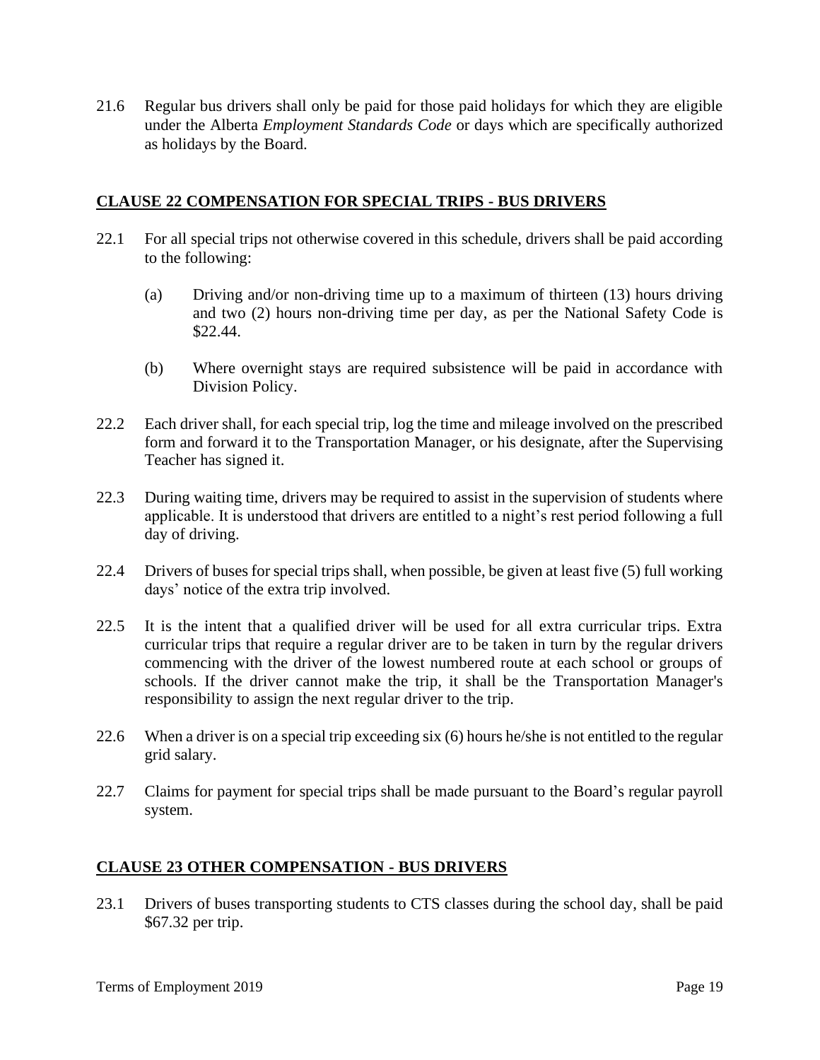21.6 Regular bus drivers shall only be paid for those paid holidays for which they are eligible under the Alberta *Employment Standards Code* or days which are specifically authorized as holidays by the Board.

## CLAUSE 22 COMPENSATION FOR SPECIAL TRIPS - BUS DRIVERS

22.1 For all special trips not otherwise covered in this schedule, drivers shall be paid according to the following:

(a) Driving and/or non-driving time up to a maximum of thirteen (13) hours driving and two (2) hours non-driving time per day, as per the National Safety Code is $22.44.

(b) Where overnight stays are required subsistence will be paid in accordance with Division Policy.

22.2 Each driver shall, for each special trip, log the time and mileage involved on the prescribed form and forward it to the Transportation Manager, or his designate, after the Supervising Teacher has signed it.

22.3 During waiting time, drivers may be required to assist in the supervision of students where applicable. It is understood that drivers are entitled to a night's rest period following a full day of driving.

22.4 Drivers of buses for special trips shall, when possible, be given at least five (5) full working days' notice of the extra trip involved.

22.5 It is the intent that a qualified driver will be used for all extra curricular trips. Extra curricular trips that require a regular driver are to be taken in turn by the regular drivers commencing with the driver of the lowest numbered route at each school or groups of schools. If the driver cannot make the trip, it shall be the Transportation Manager's responsibility to assign the next regular driver to the trip.

22.6 When a driver is on a special trip exceeding six (6) hours he/she is not entitled to the regular grid salary.

22.7 Claims for payment for special trips shall be made pursuant to the Board's regular payroll system.

## CLAUSE 23 OTHER COMPENSATION - BUS DRIVERS

23.1 Drivers of buses transporting students to CTS classes during the school day, shall be paid $67.32 per trip.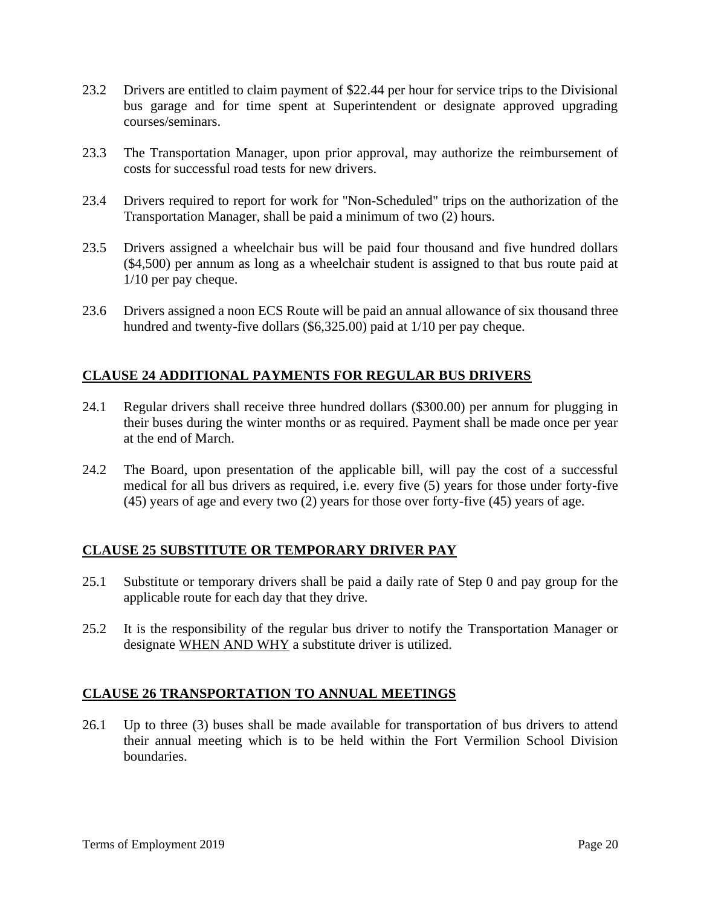23.2 Drivers are entitled to claim payment of $22.44 per hour for service trips to the Divisional bus garage and for time spent at Superintendent or designate approved upgrading courses/seminars.

23.3 The Transportation Manager, upon prior approval, may authorize the reimbursement of costs for successful road tests for new drivers.

23.4 Drivers required to report for work for "Non-Scheduled" trips on the authorization of the Transportation Manager, shall be paid a minimum of two (2) hours.

23.5 Drivers assigned a wheelchair bus will be paid four thousand and five hundred dollars ($4,500) per annum as long as a wheelchair student is assigned to that bus route paid at 1/10 per pay cheque.

23.6 Drivers assigned a noon ECS Route will be paid an annual allowance of six thousand three hundred and twenty-five dollars ($6,325.00) paid at 1/10 per pay cheque.

## CLAUSE 24 ADDITIONAL PAYMENTS FOR REGULAR BUS DRIVERS

24.1 Regular drivers shall receive three hundred dollars ($300.00) per annum for plugging in their buses during the winter months or as required. Payment shall be made once per year at the end of March.

24.2 The Board, upon presentation of the applicable bill, will pay the cost of a successful medical for all bus drivers as required, i.e. every five (5) years for those under forty-five (45) years of age and every two (2) years for those over forty-five (45) years of age.

## CLAUSE 25 SUBSTITUTE OR TEMPORARY DRIVER PAY

25.1 Substitute or temporary drivers shall be paid a daily rate of Step 0 and pay group for the applicable route for each day that they drive.

25.2 It is the responsibility of the regular bus driver to notify the Transportation Manager or designate WHEN AND WHY a substitute driver is utilized.

## CLAUSE 26 TRANSPORTATION TO ANNUAL MEETINGS

26.1 Up to three (3) buses shall be made available for transportation of bus drivers to attend their annual meeting which is to be held within the Fort Vermilion School Division boundaries.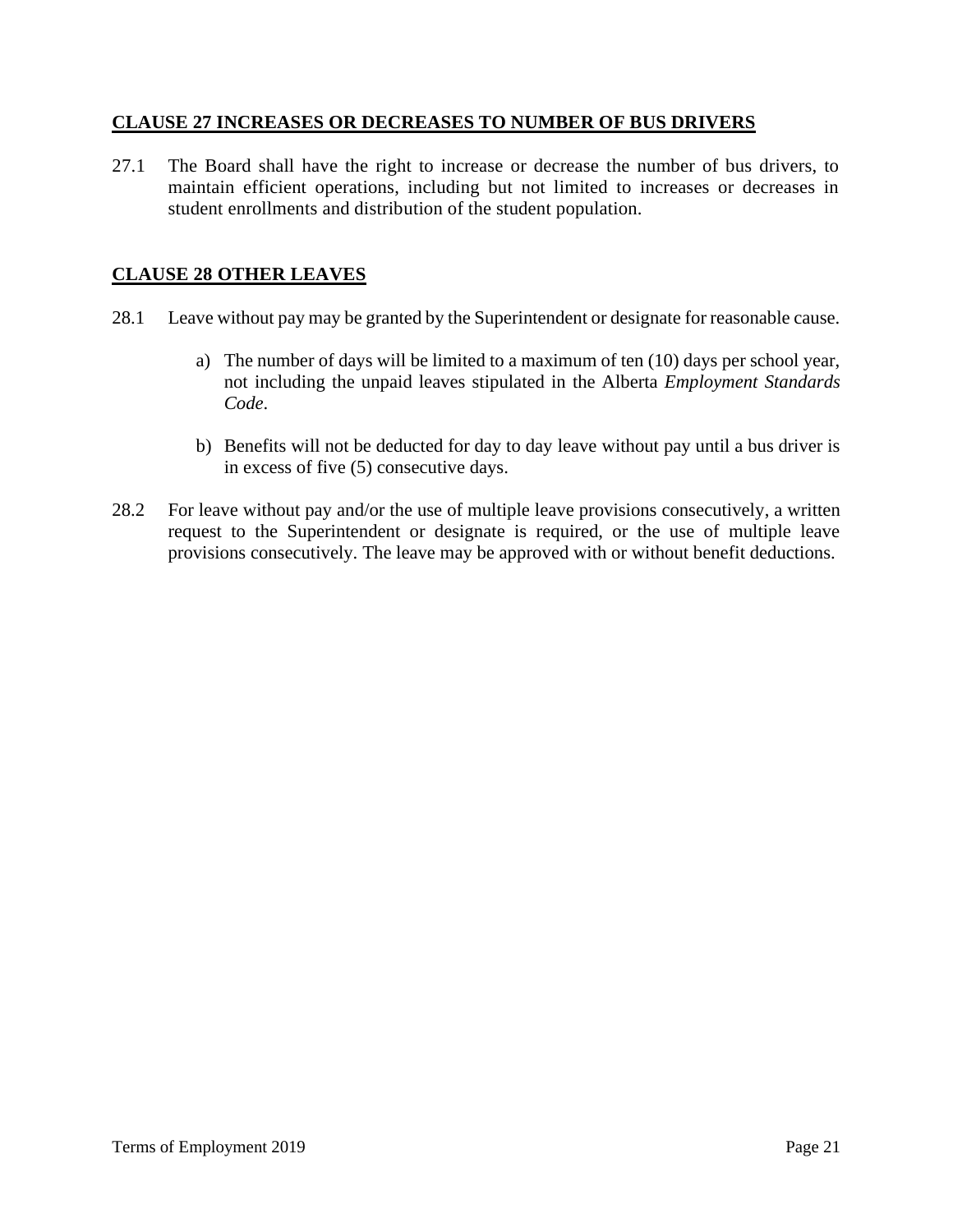## CLAUSE 27 INCREASES OR DECREASES TO NUMBER OF BUS DRIVERS

27.1 The Board shall have the right to increase or decrease the number of bus drivers, to maintain efficient operations, including but not limited to increases or decreases in student enrollments and distribution of the student population.

## CLAUSE 28 OTHER LEAVES

28.1 Leave without pay may be granted by the Superintendent or designate for reasonable cause.

a) The number of days will be limited to a maximum of ten (10) days per school year, not including the unpaid leaves stipulated in the Alberta *Employment Standards Code*.

b) Benefits will not be deducted for day to day leave without pay until a bus driver is in excess of five (5) consecutive days.

28.2 For leave without pay and/or the use of multiple leave provisions consecutively, a written request to the Superintendent or designate is required, or the use of multiple leave provisions consecutively. The leave may be approved with or without benefit deductions.